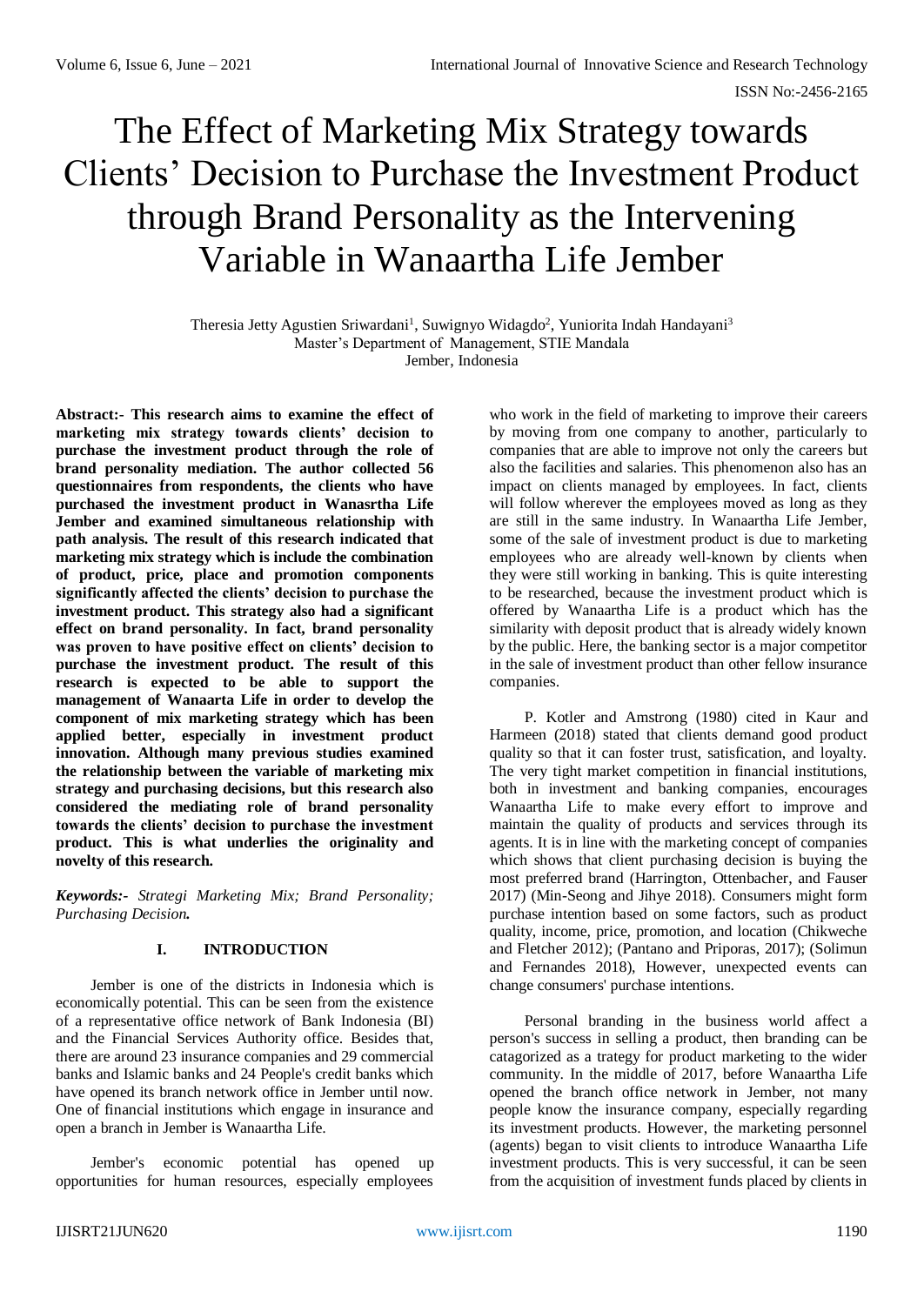# The Effect of Marketing Mix Strategy towards Clients' Decision to Purchase the Investment Product through Brand Personality as the Intervening Variable in Wanaartha Life Jember

Theresia Jetty Agustien Sriwardani[1], Suwignyo Widagdo[2], Yuniorita Indah Handayani[3]
Master's Department of Management, STIE Mandala
Jember, Indonesia

**Abstract:- This research aims to examine the effect of marketing mix strategy towards clients' decision to purchase the investment product through the role of brand personality mediation. The author collected 56 questionnaires from respondents, the clients who have purchased the investment product in Wanasrtha Life Jember and examined simultaneous relationship with path analysis. The result of this research indicated that marketing mix strategy which is include the combination of product, price, place and promotion components significantly affected the clients' decision to purchase the investment product. This strategy also had a significant effect on brand personality. In fact, brand personality was proven to have positive effect on clients' decision to purchase the investment product. The result of this research is expected to be able to support the management of Wanaarta Life in order to develop the component of mix marketing strategy which has been applied better, especially in investment product innovation. Although many previous studies examined the relationship between the variable of marketing mix strategy and purchasing decisions, but this research also considered the mediating role of brand personality towards the clients' decision to purchase the investment product. This is what underlies the originality and novelty of this research.**

***Keywords:-*** *Strategi Marketing Mix; Brand Personality; Purchasing Decision.*

## I. INTRODUCTION

Jember is one of the districts in Indonesia which is economically potential. This can be seen from the existence of a representative office network of Bank Indonesia (BI) and the Financial Services Authority office. Besides that, there are around 23 insurance companies and 29 commercial banks and Islamic banks and 24 People's credit banks which have opened its branch network office in Jember until now. One of financial institutions which engage in insurance and open a branch in Jember is Wanaartha Life.

Jember's economic potential has opened up opportunities for human resources, especially employees who work in the field of marketing to improve their careers by moving from one company to another, particularly to companies that are able to improve not only the careers but also the facilities and salaries. This phenomenon also has an impact on clients managed by employees. In fact, clients will follow wherever the employees moved as long as they are still in the same industry. In Wanaartha Life Jember, some of the sale of investment product is due to marketing employees who are already well-known by clients when they were still working in banking. This is quite interesting to be researched, because the investment product which is offered by Wanaartha Life is a product which has the similarity with deposit product that is already widely known by the public. Here, the banking sector is a major competitor in the sale of investment product than other fellow insurance companies.

P. Kotler and Amstrong (1980) cited in Kaur and Harmeen (2018) stated that clients demand good product quality so that it can foster trust, satisfaction, and loyalty. The very tight market competition in financial institutions, both in investment and banking companies, encourages Wanaartha Life to make every effort to improve and maintain the quality of products and services through its agents. It is in line with the marketing concept of companies which shows that client purchasing decision is buying the most preferred brand (Harrington, Ottenbacher, and Fauser 2017) (Min-Seong and Jihye 2018). Consumers might form purchase intention based on some factors, such as product quality, income, price, promotion, and location (Chikweche and Fletcher 2012); (Pantano and Priporas, 2017); (Solimun and Fernandes 2018), However, unexpected events can change consumers' purchase intentions.

Personal branding in the business world affect a person's success in selling a product, then branding can be catagorized as a trategy for product marketing to the wider community. In the middle of 2017, before Wanaartha Life opened the branch office network in Jember, not many people know the insurance company, especially regarding its investment products. However, the marketing personnel (agents) began to visit clients to introduce Wanaartha Life investment products. This is very successful, it can be seen from the acquisition of investment funds placed by clients in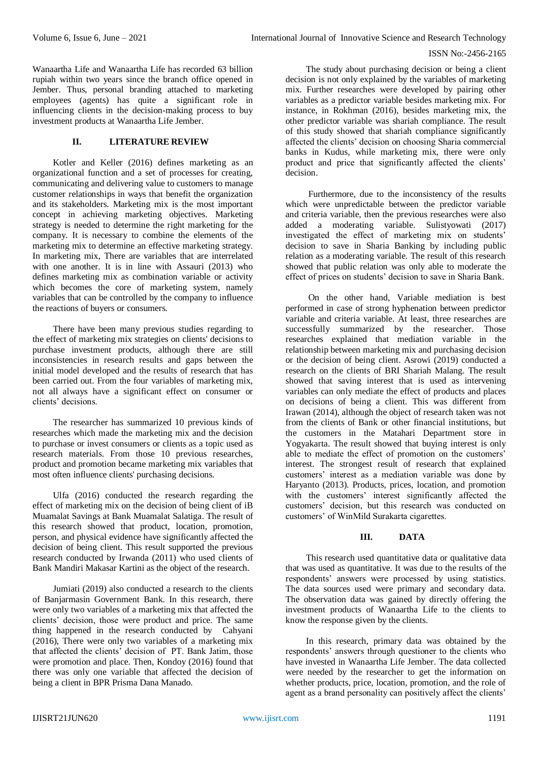Wanaartha Life and Wanaartha Life has recorded 63 billion rupiah within two years since the branch office opened in Jember. Thus, personal branding attached to marketing employees (agents) has quite a significant role in influencing clients in the decision-making process to buy investment products at Wanaartha Life Jember.

## II. LITERATURE REVIEW

Kotler and Keller (2016) defines marketing as an organizational function and a set of processes for creating, communicating and delivering value to customers to manage customer relationships in ways that benefit the organization and its stakeholders. Marketing mix is the most important concept in achieving marketing objectives. Marketing strategy is needed to determine the right marketing for the company. It is necessary to combine the elements of the marketing mix to determine an effective marketing strategy. In marketing mix, There are variables that are interrelated with one another. It is in line with Assauri (2013) who defines marketing mix as combination variable or activity which becomes the core of marketing system, namely variables that can be controlled by the company to influence the reactions of buyers or consumers.

There have been many previous studies regarding to the effect of marketing mix strategies on clients' decisions to purchase investment products, although there are still inconsistencies in research results and gaps between the initial model developed and the results of research that has been carried out. From the four variables of marketing mix, not all always have a significant effect on consumer or clients' decisions.

The researcher has summarized 10 previous kinds of researches which made the marketing mix and the decision to purchase or invest consumers or clients as a topic used as research materials. From those 10 previous researches, product and promotion became marketing mix variables that most often influence clients' purchasing decisions.

Ulfa (2016) conducted the research regarding the effect of marketing mix on the decision of being client of iB Muamalat Savings at Bank Muamalat Salatiga. The result of this research showed that product, location, promotion, person, and physical evidence have significantly affected the decision of being client. This result supported the previous research conducted by Irwanda (2011) who used clients of Bank Mandiri Makasar Kartini as the object of the research.

Jumiati (2019) also conducted a research to the clients of Banjarmasin Government Bank. In this research, there were only two variables of a marketing mix that affected the clients' decision, those were product and price. The same thing happened in the research conducted by Cahyani (2016), There were only two variables of a marketing mix that affected the clients' decision of PT. Bank Jatim, those were promotion and place. Then, Kondoy (2016) found that there was only one variable that affected the decision of being a client in BPR Prisma Dana Manado.

The study about purchasing decision or being a client decision is not only explained by the variables of marketing mix. Further researches were developed by pairing other variables as a predictor variable besides marketing mix. For instance, in Rokhman (2016), besides marketing mix, the other predictor variable was shariah compliance. The result of this study showed that shariah compliance significantly affected the clients' decision on choosing Sharia commercial banks in Kudus, while marketing mix, there were only product and price that significantly affected the clients' decision.

Furthermore, due to the inconsistency of the results which were unpredictable between the predictor variable and criteria variable, then the previous researches were also added a moderating variable. Sulistyowati (2017) investigated the effect of marketing mix on students' decision to save in Sharia Banking by including public relation as a moderating variable. The result of this research showed that public relation was only able to moderate the effect of prices on students' decision to save in Sharia Bank.

On the other hand, Variable mediation is best performed in case of strong hyphenation between predictor variable and criteria variable. At least, three researches are successfully summarized by the researcher. Those researches explained that mediation variable in the relationship between marketing mix and purchasing decision or the decision of being client. Asrowi (2019) conducted a research on the clients of BRI Shariah Malang. The result showed that saving interest that is used as intervening variables can only mediate the effect of products and places on decisions of being a client. This was different from Irawan (2014), although the object of research taken was not from the clients of Bank or other financial institutions, but the customers in the Matahari Department store in Yogyakarta. The result showed that buying interest is only able to mediate the effect of promotion on the customers' interest. The strongest result of research that explained customers' interest as a mediation variable was done by Haryanto (2013). Products, prices, location, and promotion with the customers' interest significantly affected the customers' decision, but this research was conducted on customers' of WinMild Surakarta cigarettes.

## III. DATA

This research used quantitative data or qualitative data that was used as quantitative. It was due to the results of the respondents' answers were processed by using statistics. The data sources used were primary and secondary data. The observation data was gained by directly offering the investment products of Wanaartha Life to the clients to know the response given by the clients.

In this research, primary data was obtained by the respondents' answers through questioner to the clients who have invested in Wanaartha Life Jember. The data collected were needed by the researcher to get the information on whether products, price, location, promotion, and the role of agent as a brand personality can positively affect the clients'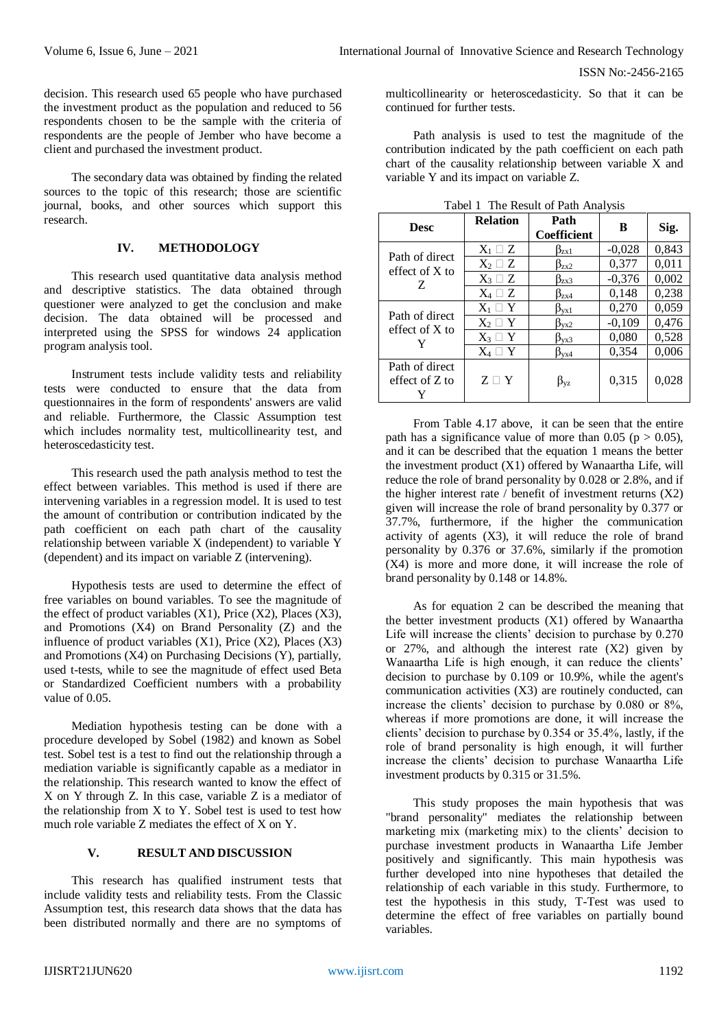decision. This research used 65 people who have purchased the investment product as the population and reduced to 56 respondents chosen to be the sample with the criteria of respondents are the people of Jember who have become a client and purchased the investment product.

The secondary data was obtained by finding the related sources to the topic of this research; those are scientific journal, books, and other sources which support this research.

## IV. METHODOLOGY

This research used quantitative data analysis method and descriptive statistics. The data obtained through questioner were analyzed to get the conclusion and make decision. The data obtained will be processed and interpreted using the SPSS for windows 24 application program analysis tool.

Instrument tests include validity tests and reliability tests were conducted to ensure that the data from questionnaires in the form of respondents' answers are valid and reliable. Furthermore, the Classic Assumption test which includes normality test, multicollinearity test, and heteroscedasticity test.

This research used the path analysis method to test the effect between variables. This method is used if there are intervening variables in a regression model. It is used to test the amount of contribution or contribution indicated by the path coefficient on each path chart of the causality relationship between variable X (independent) to variable Y (dependent) and its impact on variable Z (intervening).

Hypothesis tests are used to determine the effect of free variables on bound variables. To see the magnitude of the effect of product variables (X1), Price (X2), Places (X3), and Promotions (X4) on Brand Personality (Z) and the influence of product variables (X1), Price (X2), Places (X3) and Promotions (X4) on Purchasing Decisions (Y), partially, used t-tests, while to see the magnitude of effect used Beta or Standardized Coefficient numbers with a probability value of 0.05.

Mediation hypothesis testing can be done with a procedure developed by Sobel (1982) and known as Sobel test. Sobel test is a test to find out the relationship through a mediation variable is significantly capable as a mediator in the relationship. This research wanted to know the effect of X on Y through Z. In this case, variable Z is a mediator of the relationship from X to Y. Sobel test is used to test how much role variable Z mediates the effect of X on Y.

## V. RESULT AND DISCUSSION

This research has qualified instrument tests that include validity tests and reliability tests. From the Classic Assumption test, this research data shows that the data has been distributed normally and there are no symptoms of multicollinearity or heteroscedasticity. So that it can be continued for further tests.

Path analysis is used to test the magnitude of the contribution indicated by the path coefficient on each path chart of the causality relationship between variable X and variable Y and its impact on variable Z.

Tabel 1 The Result of Path Analysis

| Desc | Relation | Path Coefficient | B | Sig. |
|---|---|---|---|---|
| Path of direct effect of X to Z | $X_1$ □ Z | $\beta_{zx1}$ | -0,028 | 0,843 |
| | $X_2$ □ Z | $\beta_{zx2}$ | 0,377 | 0,011 |
| | $X_3$ □ Z | $\beta_{zx3}$ | -0,376 | 0,002 |
| | $X_4$ □ Z | $\beta_{zx4}$ | 0,148 | 0,238 |
| Path of direct effect of X to Y | $X_1$ □ Y | $\beta_{yx1}$ | 0,270 | 0,059 |
| | $X_2$ □ Y | $\beta_{yx2}$ | -0,109 | 0,476 |
| | $X_3$ □ Y | $\beta_{yx3}$ | 0,080 | 0,528 |
| | $X_4$ □ Y | $\beta_{yx4}$ | 0,354 | 0,006 |
| Path of direct effect of Z to Y | Z □ Y | $\beta_{yz}$ | 0,315 | 0,028 |

From Table 4.17 above, it can be seen that the entire path has a significance value of more than 0.05 ($p > 0.05$), and it can be described that the equation 1 means the better the investment product (X1) offered by Wanaartha Life, will reduce the role of brand personality by 0.028 or 2.8%, and if the higher interest rate / benefit of investment returns (X2) given will increase the role of brand personality by 0.377 or 37.7%, furthermore, if the higher the communication activity of agents (X3), it will reduce the role of brand personality by 0.376 or 37.6%, similarly if the promotion (X4) is more and more done, it will increase the role of brand personality by 0.148 or 14.8%.

As for equation 2 can be described the meaning that the better investment products (X1) offered by Wanaartha Life will increase the clients' decision to purchase by 0.270 or 27%, and although the interest rate (X2) given by Wanaartha Life is high enough, it can reduce the clients' decision to purchase by 0.109 or 10.9%, while the agent's communication activities (X3) are routinely conducted, can increase the clients' decision to purchase by 0.080 or 8%, whereas if more promotions are done, it will increase the clients' decision to purchase by 0.354 or 35.4%, lastly, if the role of brand personality is high enough, it will further increase the clients' decision to purchase Wanaartha Life investment products by 0.315 or 31.5%.

This study proposes the main hypothesis that was "brand personality" mediates the relationship between marketing mix (marketing mix) to the clients' decision to purchase investment products in Wanaartha Life Jember positively and significantly. This main hypothesis was further developed into nine hypotheses that detailed the relationship of each variable in this study. Furthermore, to test the hypothesis in this study, T-Test was used to determine the effect of free variables on partially bound variables.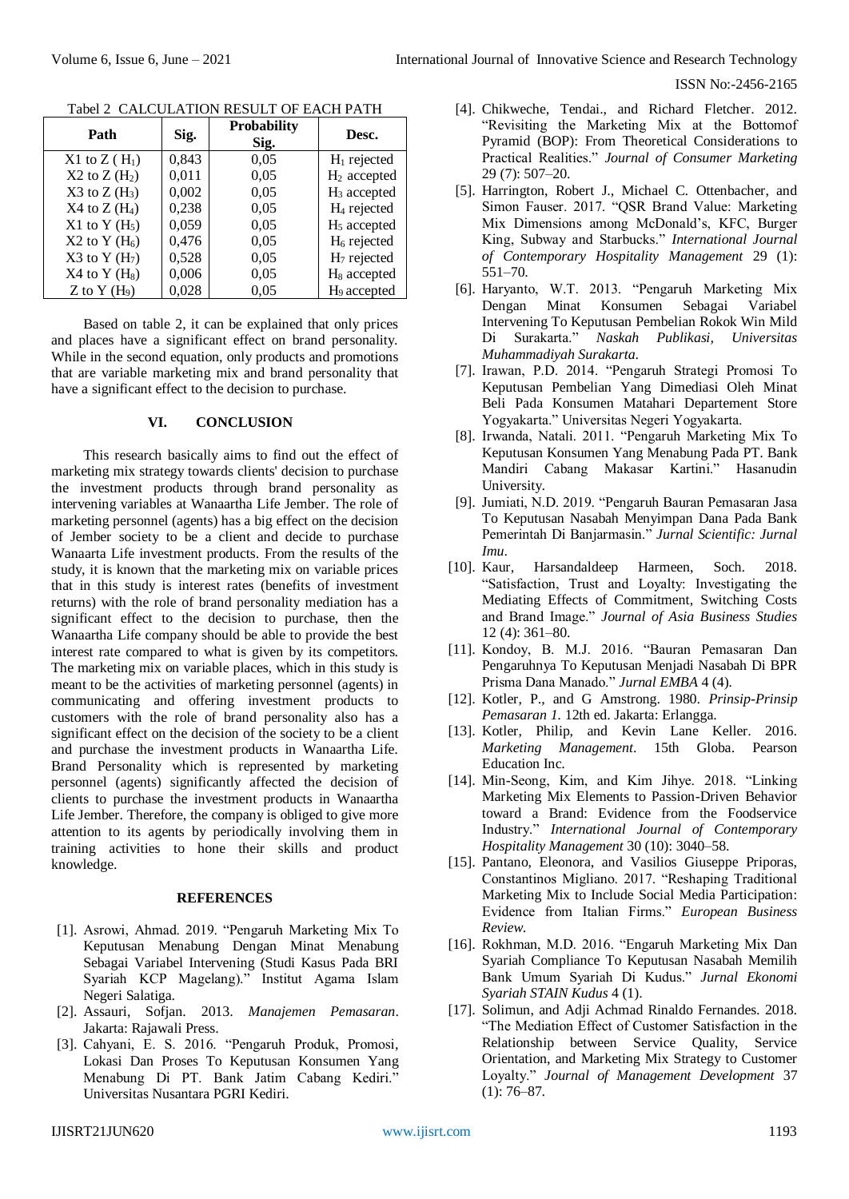Tabel 2 CALCULATION RESULT OF EACH PATH

| Path | Sig. | Probability Sig. | Desc. |
|---|---|---|---|
| X1 to Z ($H_1$) | 0,843 | 0,05 | $H_1$ rejected |
| X2 to Z ($H_2$) | 0,011 | 0,05 | $H_2$ accepted |
| X3 to Z ($H_3$) | 0,002 | 0,05 | $H_3$ accepted |
| X4 to Z ($H_4$) | 0,238 | 0,05 | $H_4$ rejected |
| X1 to Y ($H_5$) | 0,059 | 0,05 | $H_5$ accepted |
| X2 to Y ($H_6$) | 0,476 | 0,05 | $H_6$ rejected |
| X3 to Y ($H_7$) | 0,528 | 0,05 | $H_7$ rejected |
| X4 to Y ($H_8$) | 0,006 | 0,05 | $H_8$ accepted |
| Z to Y ($H_9$) | 0,028 | 0,05 | $H_9$ accepted |

Based on table 2, it can be explained that only prices and places have a significant effect on brand personality. While in the second equation, only products and promotions that are variable marketing mix and brand personality that have a significant effect to the decision to purchase.

## VI. CONCLUSION

This research basically aims to find out the effect of marketing mix strategy towards clients' decision to purchase the investment products through brand personality as intervening variables at Wanaartha Life Jember. The role of marketing personnel (agents) has a big effect on the decision of Jember society to be a client and decide to purchase Wanaarta Life investment products. From the results of the study, it is known that the marketing mix on variable prices that in this study is interest rates (benefits of investment returns) with the role of brand personality mediation has a significant effect to the decision to purchase, then the Wanaartha Life company should be able to provide the best interest rate compared to what is given by its competitors. The marketing mix on variable places, which in this study is meant to be the activities of marketing personnel (agents) in communicating and offering investment products to customers with the role of brand personality also has a significant effect on the decision of the society to be a client and purchase the investment products in Wanaartha Life. Brand Personality which is represented by marketing personnel (agents) significantly affected the decision of clients to purchase the investment products in Wanaartha Life Jember. Therefore, the company is obliged to give more attention to its agents by periodically involving them in training activities to hone their skills and product knowledge.

## REFERENCES

[1]. Asrowi, Ahmad. 2019. "Pengaruh Marketing Mix To Keputusan Menabung Dengan Minat Menabung Sebagai Variabel Intervening (Studi Kasus Pada BRI Syariah KCP Magelang)." Institut Agama Islam Negeri Salatiga.

[2]. Assauri, Sofjan. 2013. *Manajemen Pemasaran*. Jakarta: Rajawali Press.

[3]. Cahyani, E. S. 2016. "Pengaruh Produk, Promosi, Lokasi Dan Proses To Keputusan Konsumen Yang Menabung Di PT. Bank Jatim Cabang Kediri." Universitas Nusantara PGRI Kediri.

[4]. Chikweche, Tendai., and Richard Fletcher. 2012. "Revisiting the Marketing Mix at the Bottomof Pyramid (BOP): From Theoretical Considerations to Practical Realities." *Journal of Consumer Marketing* 29 (7): 507–20.

[5]. Harrington, Robert J., Michael C. Ottenbacher, and Simon Fauser. 2017. "QSR Brand Value: Marketing Mix Dimensions among McDonald's, KFC, Burger King, Subway and Starbucks." *International Journal of Contemporary Hospitality Management* 29 (1): 551–70.

[6]. Haryanto, W.T. 2013. "Pengaruh Marketing Mix Dengan Minat Konsumen Sebagai Variabel Intervening To Keputusan Pembelian Rokok Win Mild Di Surakarta." *Naskah Publikasi, Universitas Muhammadiyah Surakarta.*

[7]. Irawan, P.D. 2014. "Pengaruh Strategi Promosi To Keputusan Pembelian Yang Dimediasi Oleh Minat Beli Pada Konsumen Matahari Departement Store Yogyakarta." Universitas Negeri Yogyakarta.

[8]. Irwanda, Natali. 2011. "Pengaruh Marketing Mix To Keputusan Konsumen Yang Menabung Pada PT. Bank Mandiri Cabang Makasar Kartini." Hasanudin University.

[9]. Jumiati, N.D. 2019. "Pengaruh Bauran Pemasaran Jasa To Keputusan Nasabah Menyimpan Dana Pada Bank Pemerintah Di Banjarmasin." *Jurnal Scientific: Jurnal Imu.*

[10]. Kaur, Harsandaldeep Harmeen, Soch. 2018. "Satisfaction, Trust and Loyalty: Investigating the Mediating Effects of Commitment, Switching Costs and Brand Image." *Journal of Asia Business Studies* 12 (4): 361–80.

[11]. Kondoy, B. M.J. 2016. "Bauran Pemasaran Dan Pengaruhnya To Keputusan Menjadi Nasabah Di BPR Prisma Dana Manado." *Jurnal EMBA* 4 (4).

[12]. Kotler, P., and G Amstrong. 1980. *Prinsip-Prinsip Pemasaran 1*. 12th ed. Jakarta: Erlangga.

[13]. Kotler, Philip, and Kevin Lane Keller. 2016. *Marketing Management*. 15th Globa. Pearson Education Inc.

[14]. Min-Seong, Kim, and Kim Jihye. 2018. "Linking Marketing Mix Elements to Passion-Driven Behavior toward a Brand: Evidence from the Foodservice Industry." *International Journal of Contemporary Hospitality Management* 30 (10): 3040–58.

[15]. Pantano, Eleonora, and Vasilios Giuseppe Priporas, Constantinos Migliano. 2017. "Reshaping Traditional Marketing Mix to Include Social Media Participation: Evidence from Italian Firms." *European Business Review.*

[16]. Rokhman, M.D. 2016. "Engaruh Marketing Mix Dan Syariah Compliance To Keputusan Nasabah Memilih Bank Umum Syariah Di Kudus." *Jurnal Ekonomi Syariah STAIN Kudus* 4 (1).

[17]. Solimun, and Adji Achmad Rinaldo Fernandes. 2018. "The Mediation Effect of Customer Satisfaction in the Relationship between Service Quality, Service Orientation, and Marketing Mix Strategy to Customer Loyalty." *Journal of Management Development* 37 (1): 76–87.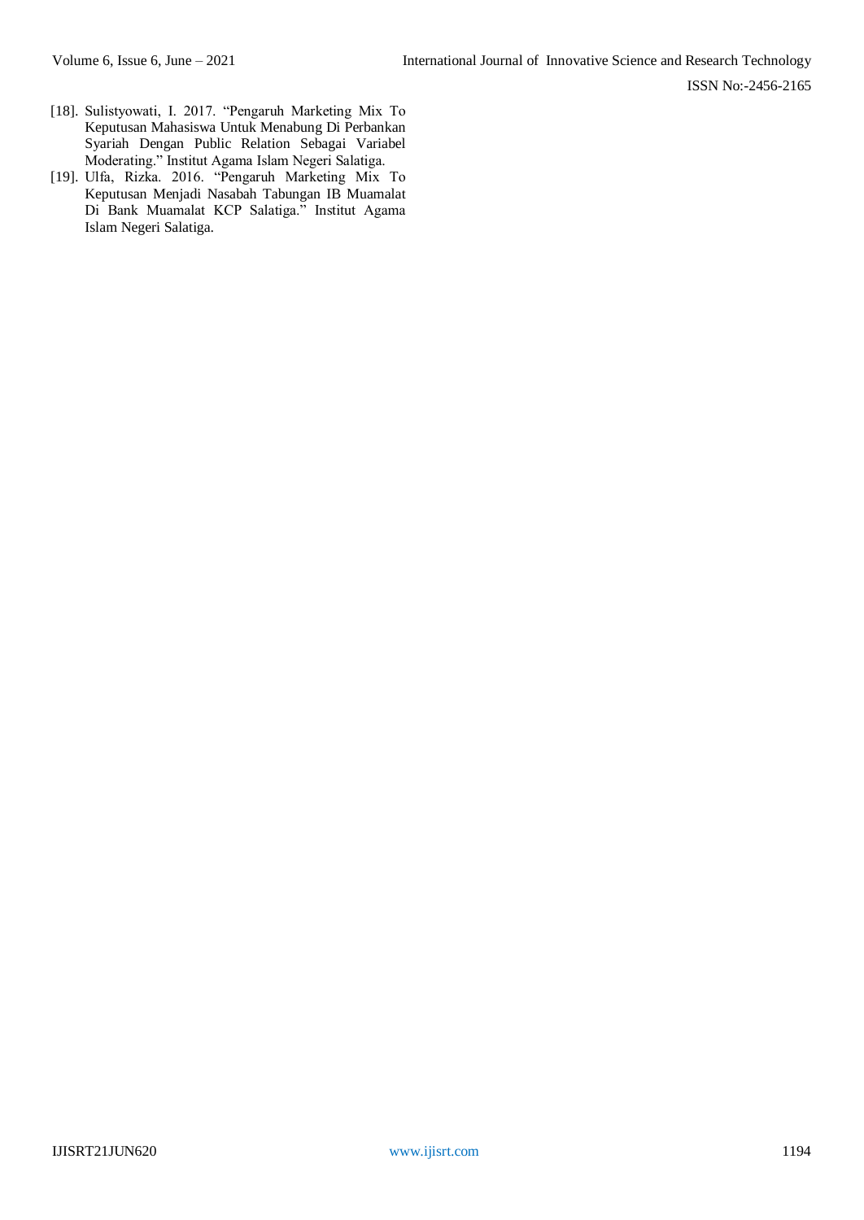[18]. Sulistyowati, I. 2017. "Pengaruh Marketing Mix To Keputusan Mahasiswa Untuk Menabung Di Perbankan Syariah Dengan Public Relation Sebagai Variabel Moderating." Institut Agama Islam Negeri Salatiga.

[19]. Ulfa, Rizka. 2016. "Pengaruh Marketing Mix To Keputusan Menjadi Nasabah Tabungan IB Muamalat Di Bank Muamalat KCP Salatiga." Institut Agama Islam Negeri Salatiga.